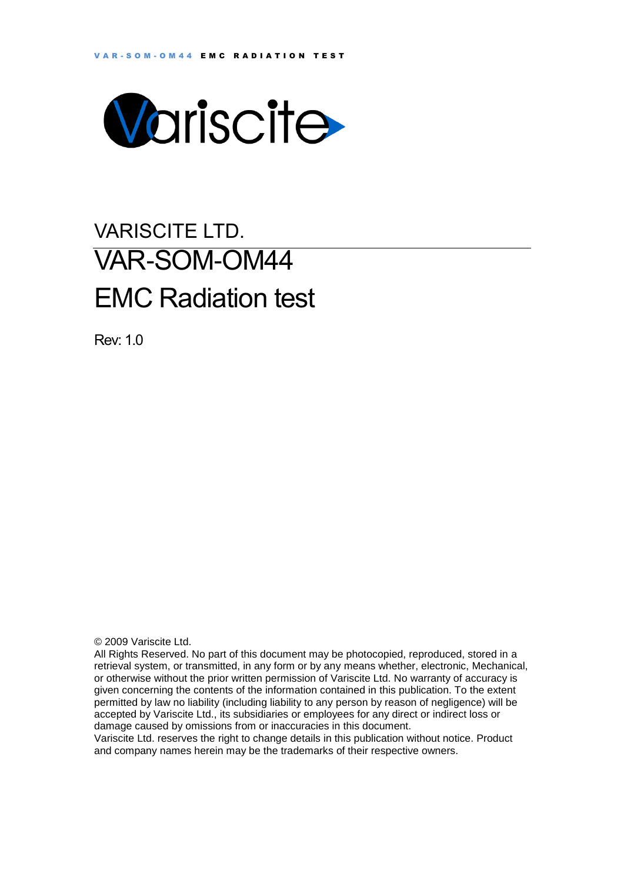VARISCITE LTD.

# VAR-SOM-OM44

# EMC Radiation test

Rev: 1.0

© 2009 Variscite Ltd.

All Rights Reserved. No part of this document may be photocopied, reproduced, stored in a retrieval system, or transmitted, in any form or by any means whether, electronic, Mechanical, or otherwise without the prior written permission of Variscite Ltd. No warranty of accuracy is given concerning the contents of the information contained in this publication. To the extent permitted by law no liability (including liability to any person by reason of negligence) will be accepted by Variscite Ltd., its subsidiaries or employees for any direct or indirect loss or damage caused by omissions from or inaccuracies in this document.

Variscite Ltd. reserves the right to change details in this publication without notice. Product and company names herein may be the trademarks of their respective owners.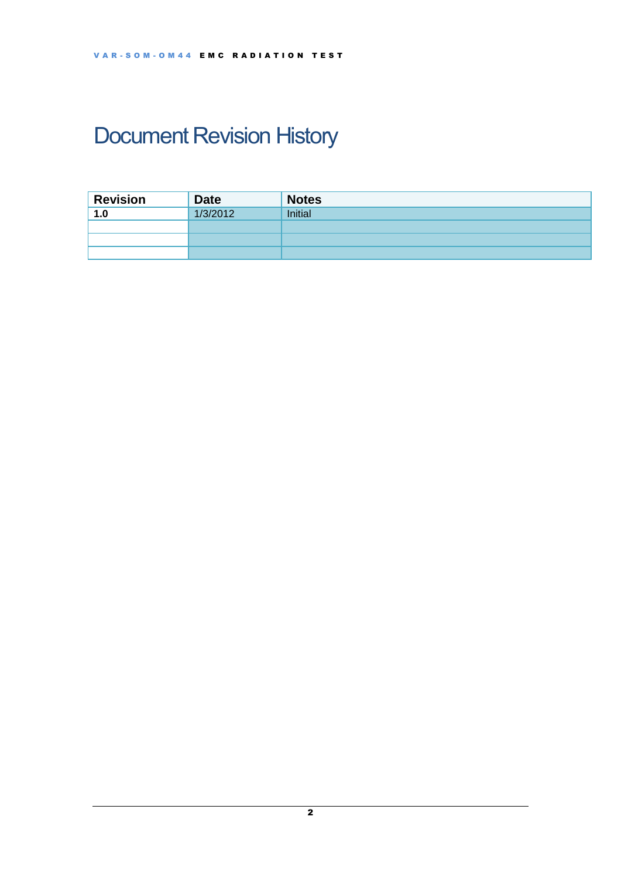# Document Revision History

| Revision | Date | Notes |
| --- | --- | --- |
| **1.0** | 1/3/2012 | Initial |
| | | |
| | | |
| | | |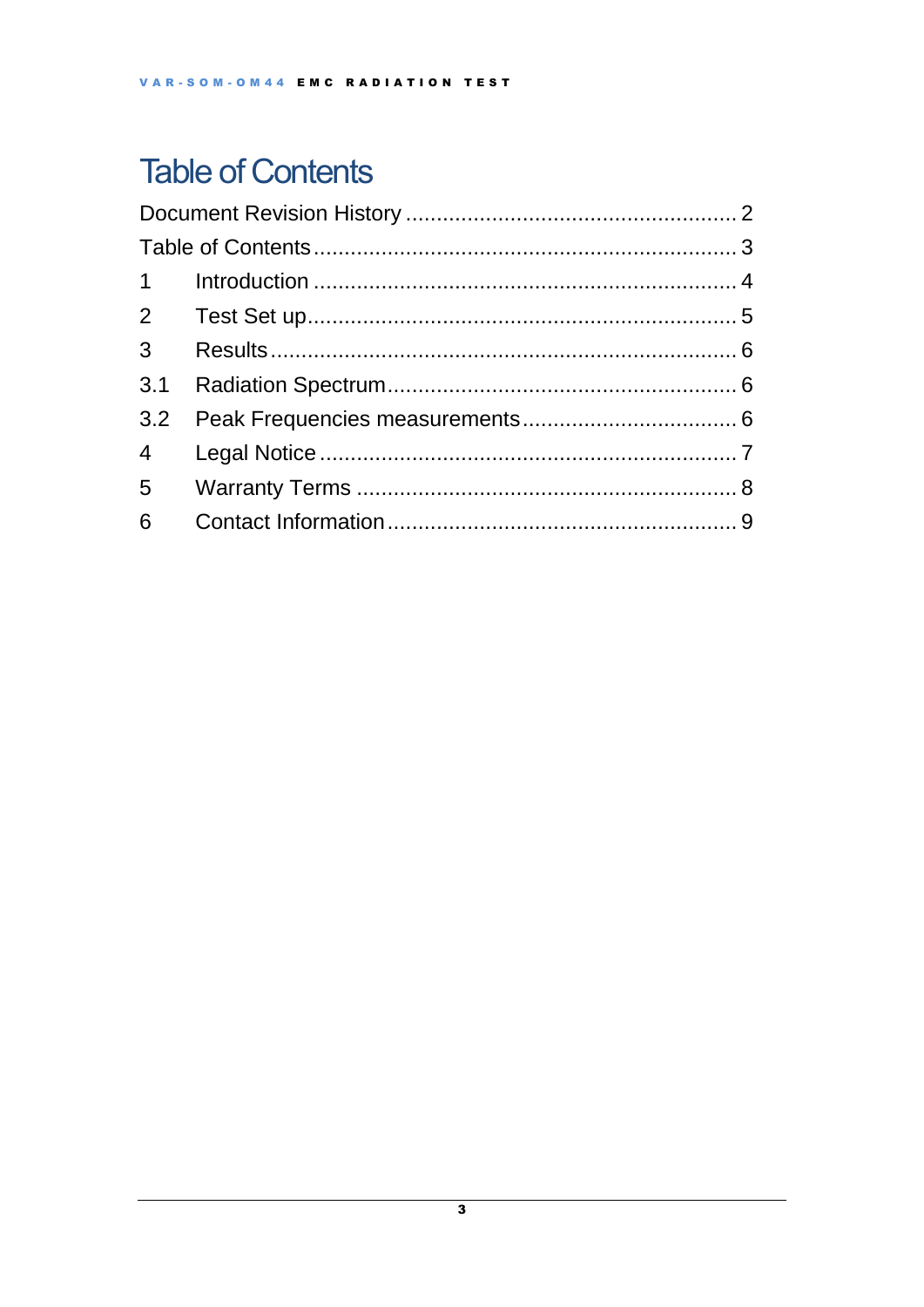# Table of Contents

Document Revision History ..................................................... 2

Table of Contents .................................................................... 3

1 Introduction .................................................................... 4

2 Test Set up..................................................................... 5

3 Results........................................................................... 6

3.1 Radiation Spectrum........................................................ 6

3.2 Peak Frequencies measurements.................................. 6

4 Legal Notice ................................................................... 7

5 Warranty Terms ............................................................. 8

6 Contact Information........................................................ 9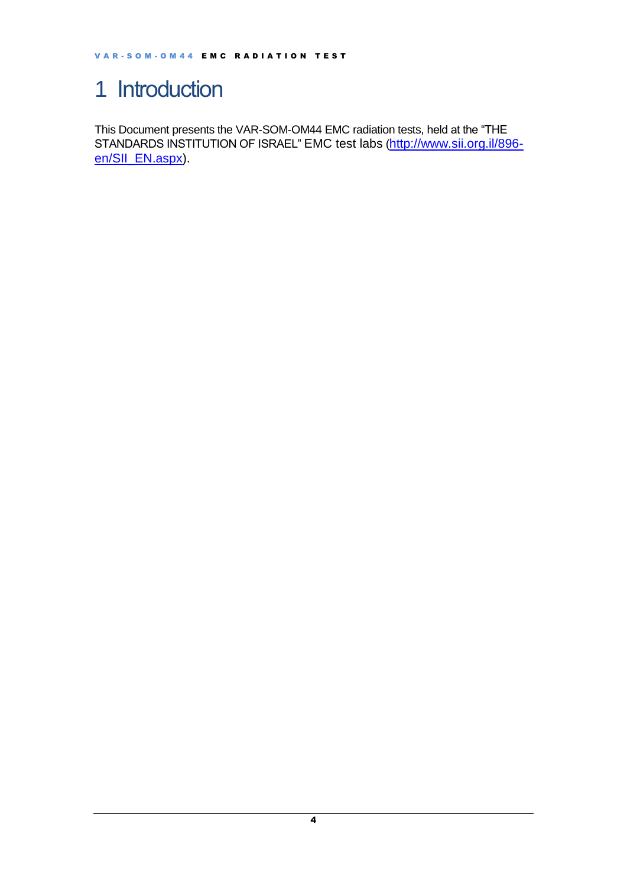# 1 Introduction

This Document presents the VAR-SOM-OM44 EMC radiation tests, held at the “THE STANDARDS INSTITUTION OF ISRAEL” EMC test labs (http://www.sii.org.il/896-en/SII_EN.aspx).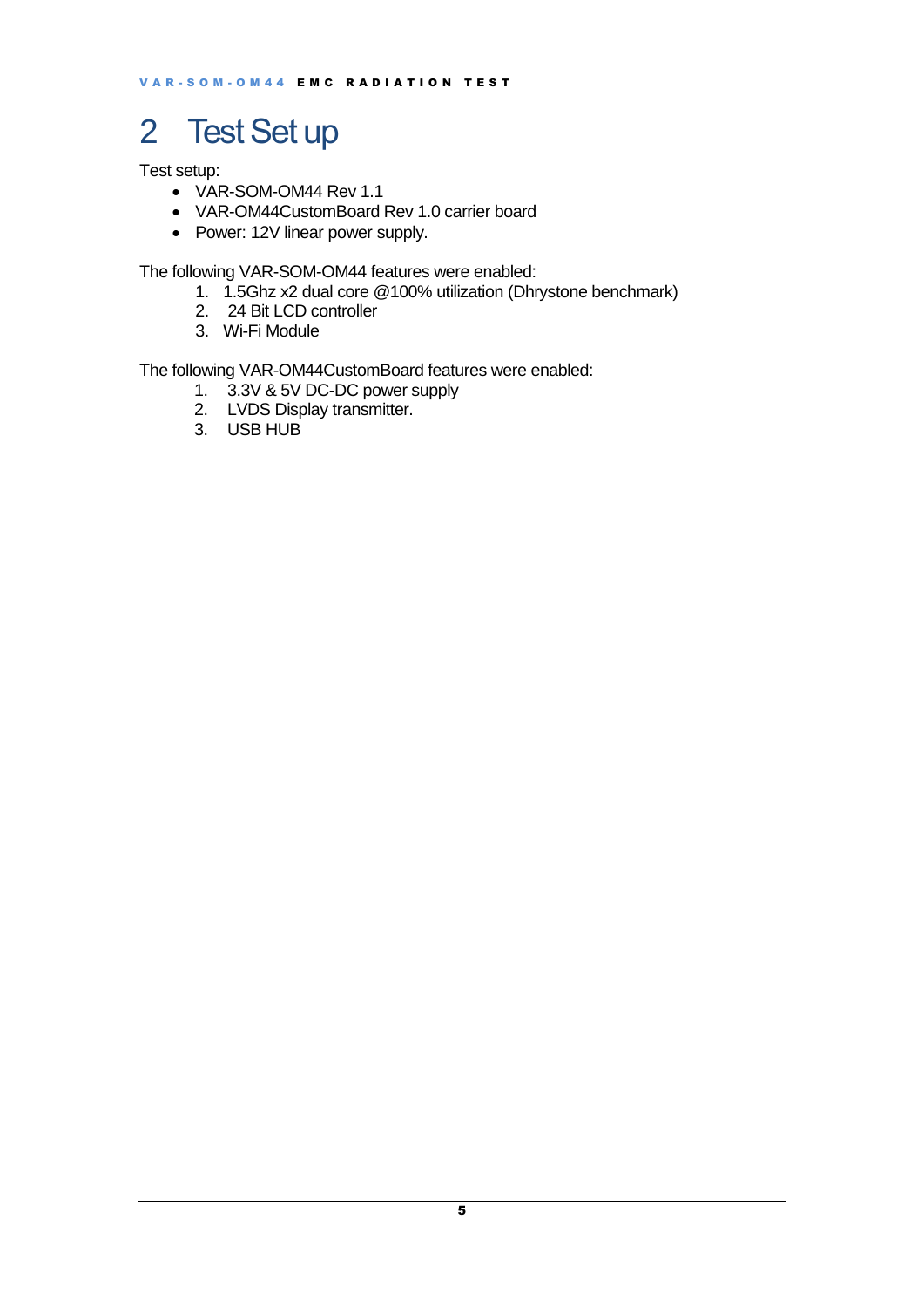# 2 Test Set up

Test setup:

- VAR-SOM-OM44 Rev 1.1
- VAR-OM44CustomBoard Rev 1.0 carrier board
- Power: 12V linear power supply.

The following VAR-SOM-OM44 features were enabled:

1. 1.5Ghz x2 dual core @100% utilization (Dhrystone benchmark)
2. 24 Bit LCD controller
3. Wi-Fi Module

The following VAR-OM44CustomBoard features were enabled:

1. 3.3V & 5V DC-DC power supply
2. LVDS Display transmitter.
3. USB HUB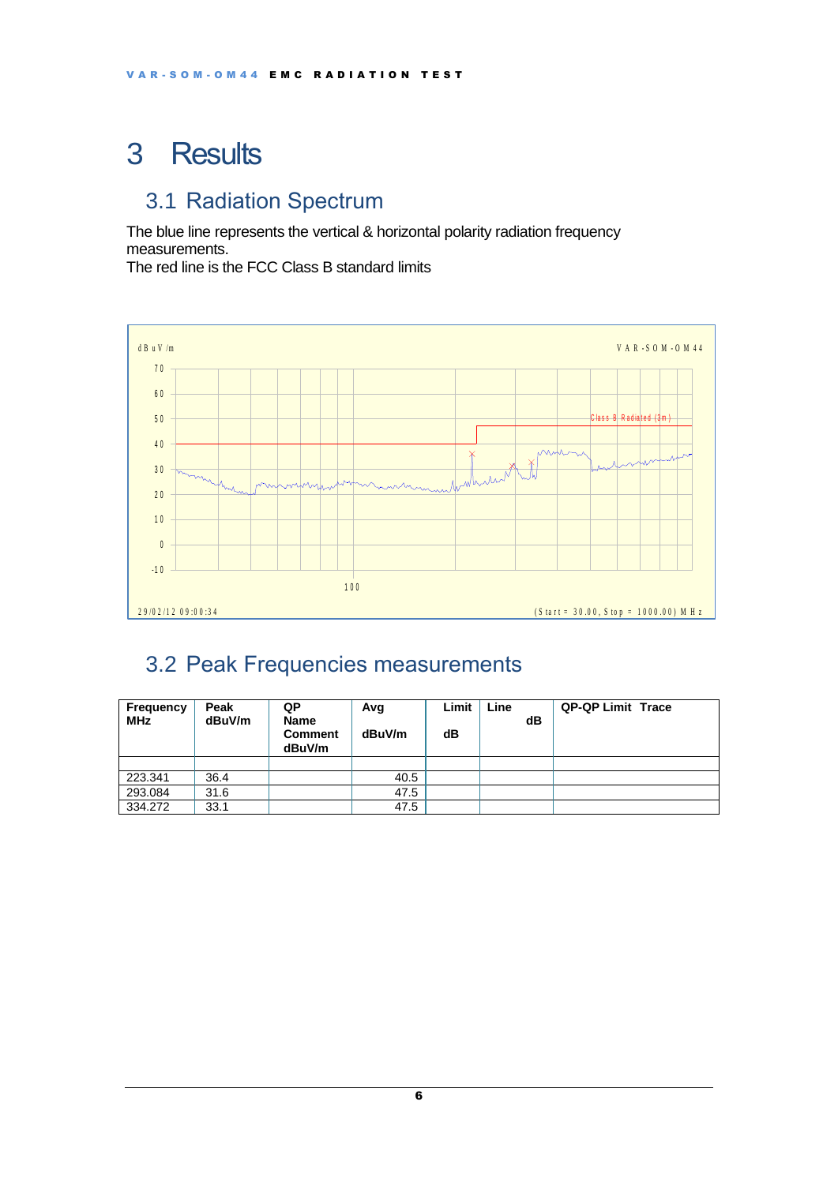# 3 Results

## 3.1 Radiation Spectrum

The blue line represents the vertical & horizontal polarity radiation frequency measurements.
The red line is the FCC Class B standard limits

## 3.2 Peak Frequencies measurements

| Frequency MHz | Peak dBuV/m | QP Name Comment dBuV/m | Avg dBuV/m | Limit dB | Line dB | QP-QP Limit Trace |
|---|---|---|---|---|---|---|
| | | | | | | |
| 223.341 | 36.4 | | 40.5 | | | |
| 293.084 | 31.6 | | 47.5 | | | |
| 334.272 | 33.1 | | 47.5 | | | |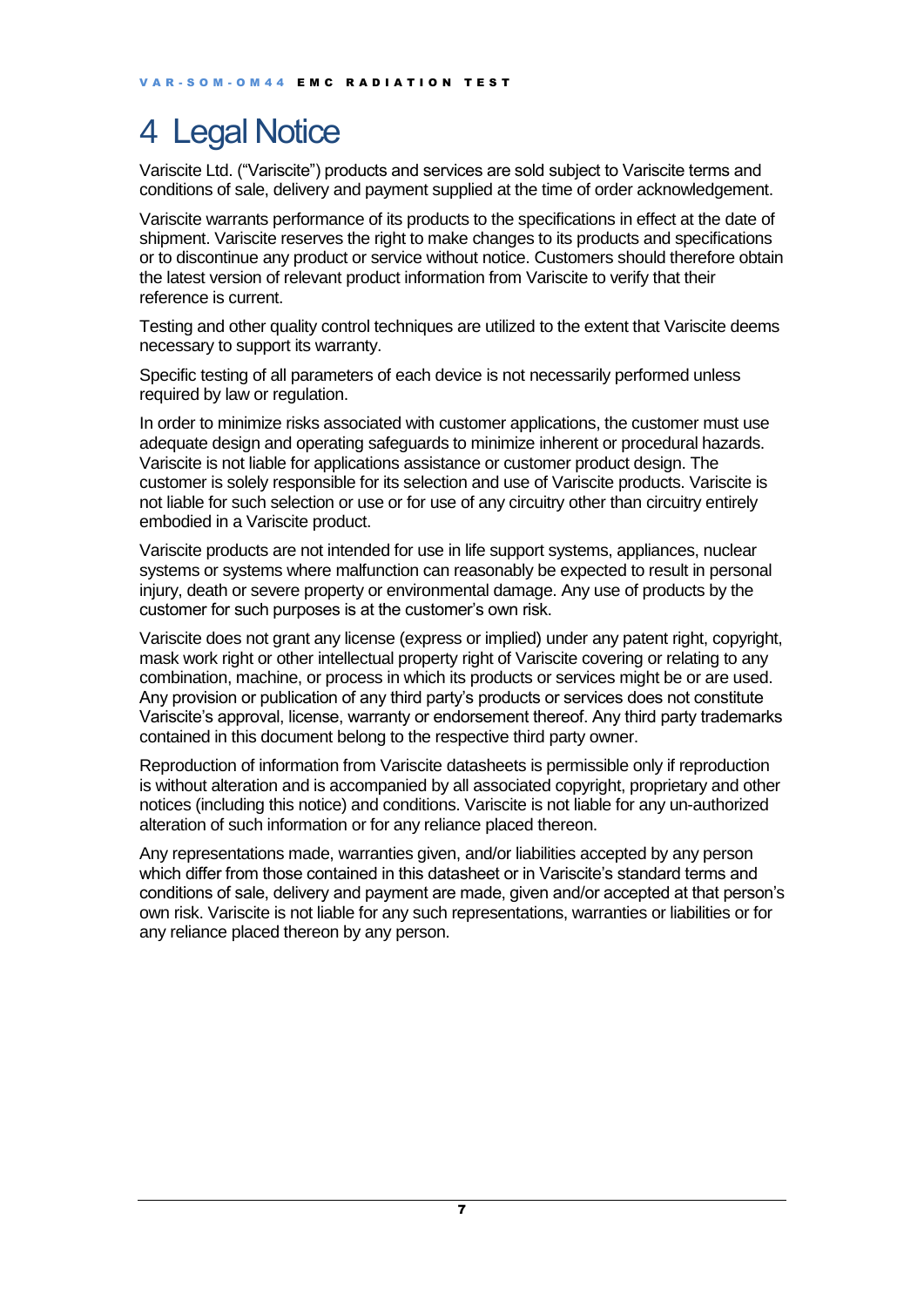# 4 Legal Notice

Variscite Ltd. ("Variscite") products and services are sold subject to Variscite terms and conditions of sale, delivery and payment supplied at the time of order acknowledgement.

Variscite warrants performance of its products to the specifications in effect at the date of shipment. Variscite reserves the right to make changes to its products and specifications or to discontinue any product or service without notice. Customers should therefore obtain the latest version of relevant product information from Variscite to verify that their reference is current.

Testing and other quality control techniques are utilized to the extent that Variscite deems necessary to support its warranty.

Specific testing of all parameters of each device is not necessarily performed unless required by law or regulation.

In order to minimize risks associated with customer applications, the customer must use adequate design and operating safeguards to minimize inherent or procedural hazards. Variscite is not liable for applications assistance or customer product design. The customer is solely responsible for its selection and use of Variscite products. Variscite is not liable for such selection or use or for use of any circuitry other than circuitry entirely embodied in a Variscite product.

Variscite products are not intended for use in life support systems, appliances, nuclear systems or systems where malfunction can reasonably be expected to result in personal injury, death or severe property or environmental damage. Any use of products by the customer for such purposes is at the customer's own risk.

Variscite does not grant any license (express or implied) under any patent right, copyright, mask work right or other intellectual property right of Variscite covering or relating to any combination, machine, or process in which its products or services might be or are used. Any provision or publication of any third party's products or services does not constitute Variscite's approval, license, warranty or endorsement thereof. Any third party trademarks contained in this document belong to the respective third party owner.

Reproduction of information from Variscite datasheets is permissible only if reproduction is without alteration and is accompanied by all associated copyright, proprietary and other notices (including this notice) and conditions. Variscite is not liable for any un-authorized alteration of such information or for any reliance placed thereon.

Any representations made, warranties given, and/or liabilities accepted by any person which differ from those contained in this datasheet or in Variscite's standard terms and conditions of sale, delivery and payment are made, given and/or accepted at that person's own risk. Variscite is not liable for any such representations, warranties or liabilities or for any reliance placed thereon by any person.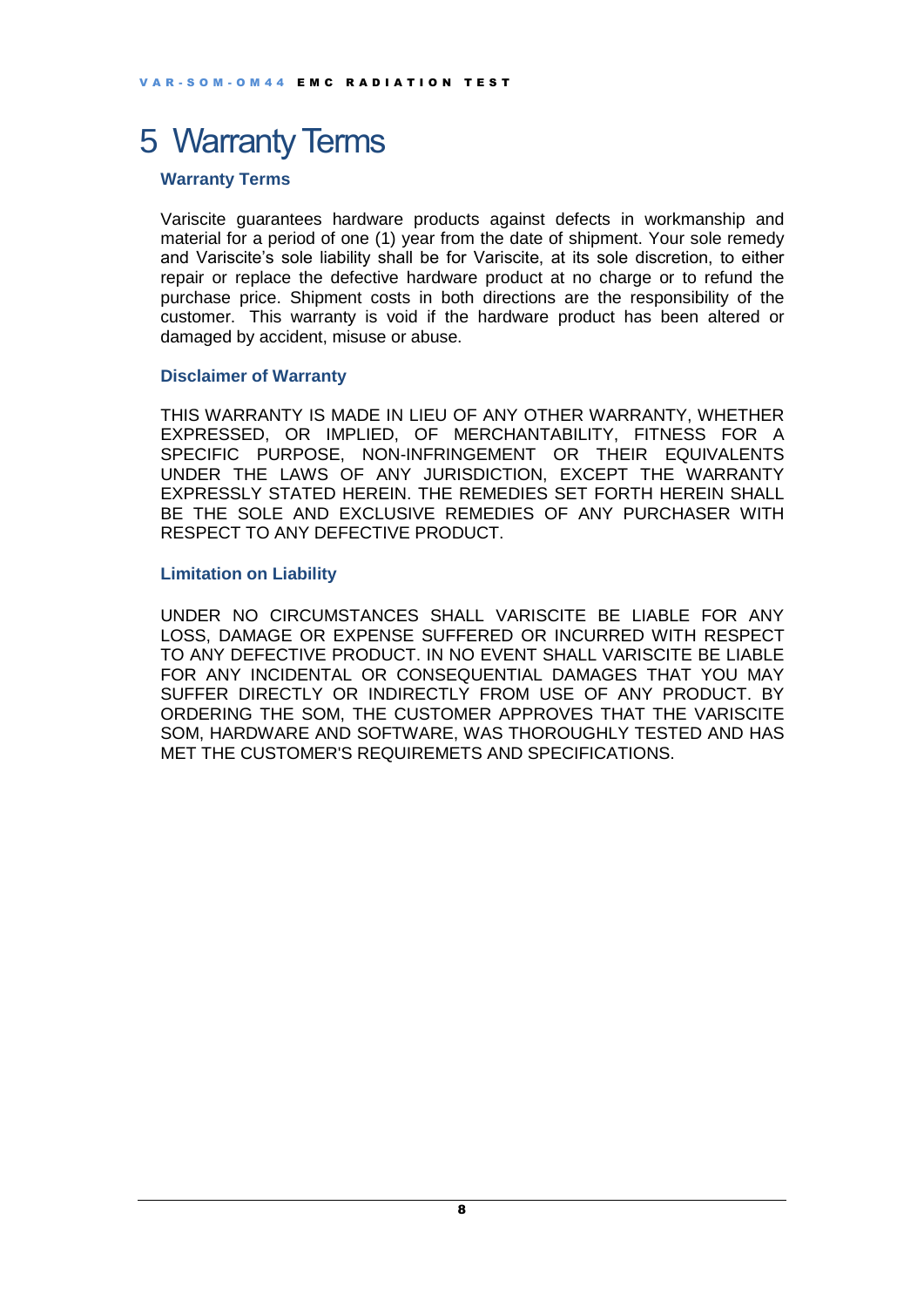# 5 Warranty Terms

### Warranty Terms

Variscite guarantees hardware products against defects in workmanship and material for a period of one (1) year from the date of shipment. Your sole remedy and Variscite's sole liability shall be for Variscite, at its sole discretion, to either repair or replace the defective hardware product at no charge or to refund the purchase price. Shipment costs in both directions are the responsibility of the customer. This warranty is void if the hardware product has been altered or damaged by accident, misuse or abuse.

### Disclaimer of Warranty

THIS WARRANTY IS MADE IN LIEU OF ANY OTHER WARRANTY, WHETHER EXPRESSED, OR IMPLIED, OF MERCHANTABILITY, FITNESS FOR A SPECIFIC PURPOSE, NON-INFRINGEMENT OR THEIR EQUIVALENTS UNDER THE LAWS OF ANY JURISDICTION, EXCEPT THE WARRANTY EXPRESSLY STATED HEREIN. THE REMEDIES SET FORTH HEREIN SHALL BE THE SOLE AND EXCLUSIVE REMEDIES OF ANY PURCHASER WITH RESPECT TO ANY DEFECTIVE PRODUCT.

### Limitation on Liability

UNDER NO CIRCUMSTANCES SHALL VARISCITE BE LIABLE FOR ANY LOSS, DAMAGE OR EXPENSE SUFFERED OR INCURRED WITH RESPECT TO ANY DEFECTIVE PRODUCT. IN NO EVENT SHALL VARISCITE BE LIABLE FOR ANY INCIDENTAL OR CONSEQUENTIAL DAMAGES THAT YOU MAY SUFFER DIRECTLY OR INDIRECTLY FROM USE OF ANY PRODUCT. BY ORDERING THE SOM, THE CUSTOMER APPROVES THAT THE VARISCITE SOM, HARDWARE AND SOFTWARE, WAS THOROUGHLY TESTED AND HAS MET THE CUSTOMER'S REQUIREMETS AND SPECIFICATIONS.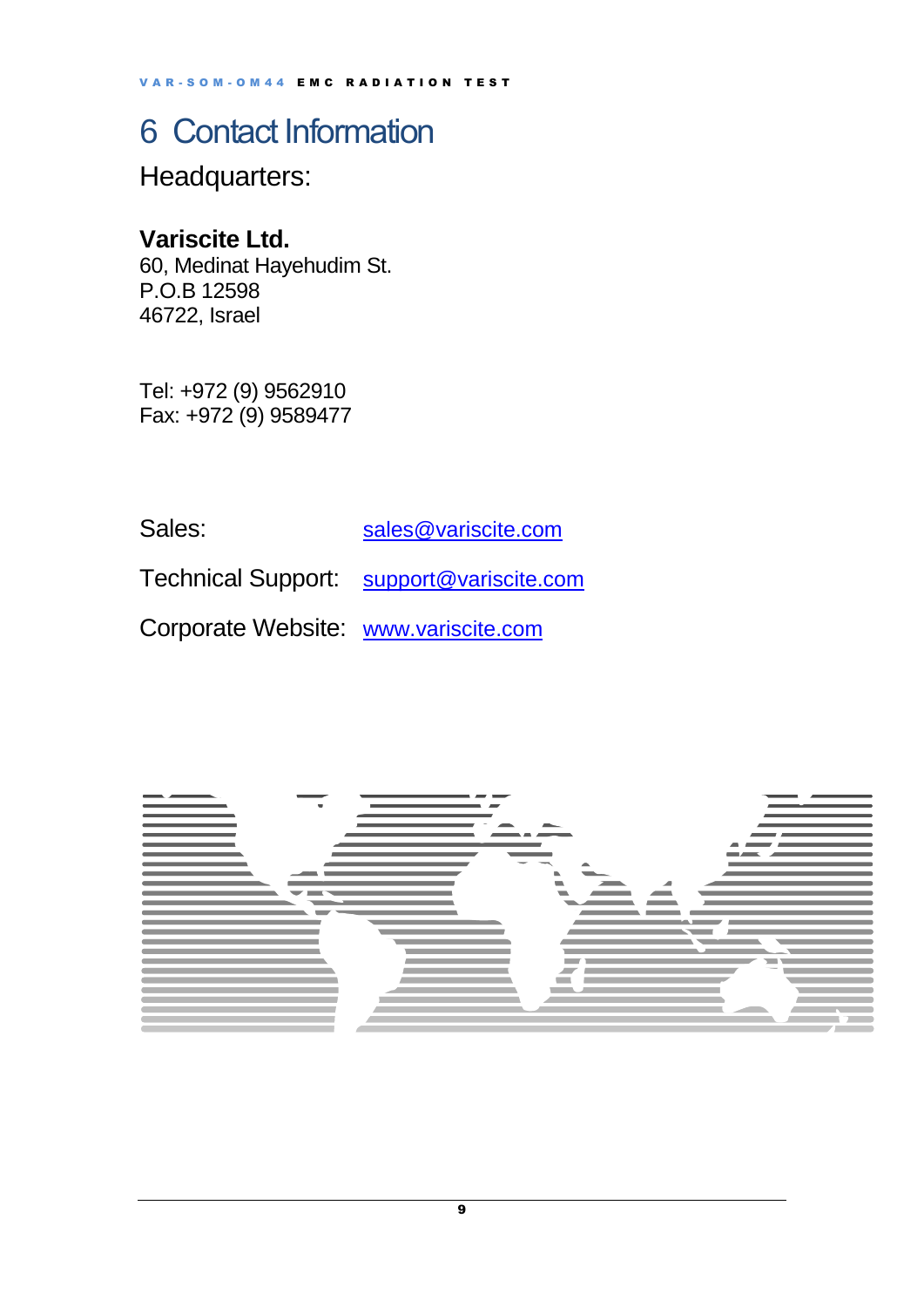# 6 Contact Information

Headquarters:

**Variscite Ltd.**
60, Medinat Hayehudim St.
P.O.B 12598
46722, Israel

Tel: +972 (9) 9562910
Fax: +972 (9) 9589477

Sales: sales@variscite.com

Technical Support: support@variscite.com

Corporate Website: www.variscite.com